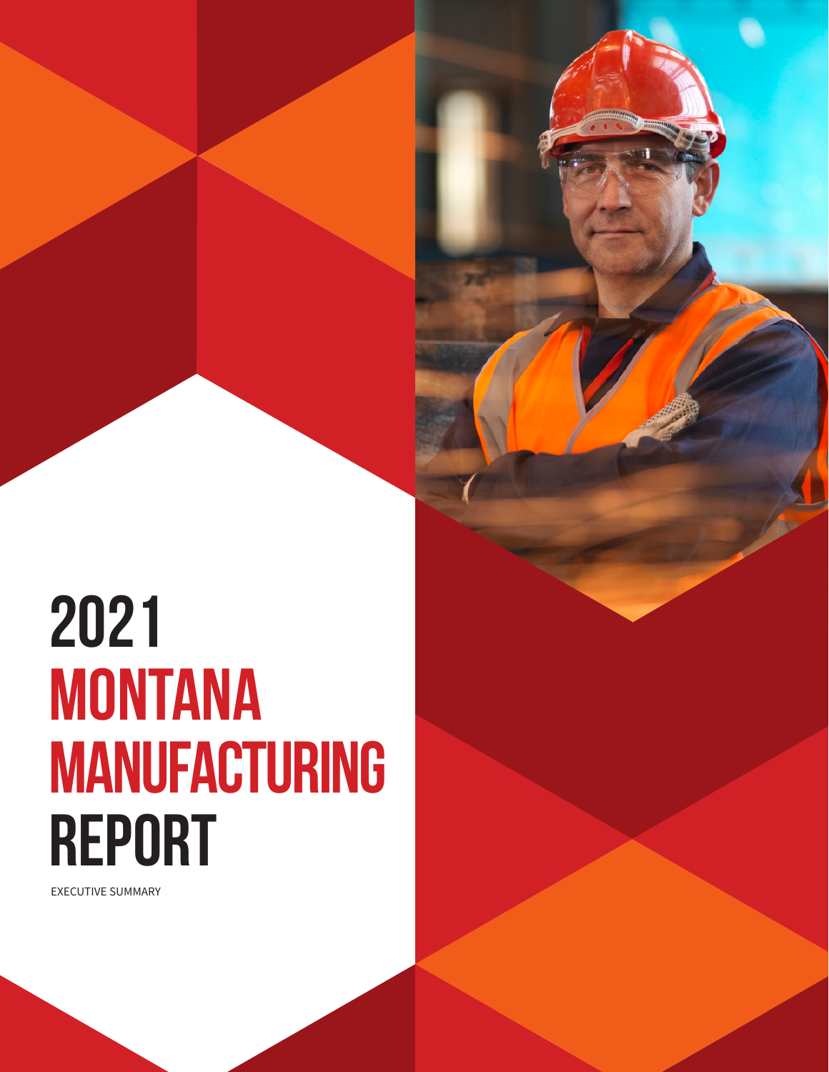# 2021 MONTANA MANUFACTURING REPORT

EXECUTIVE SUMMARY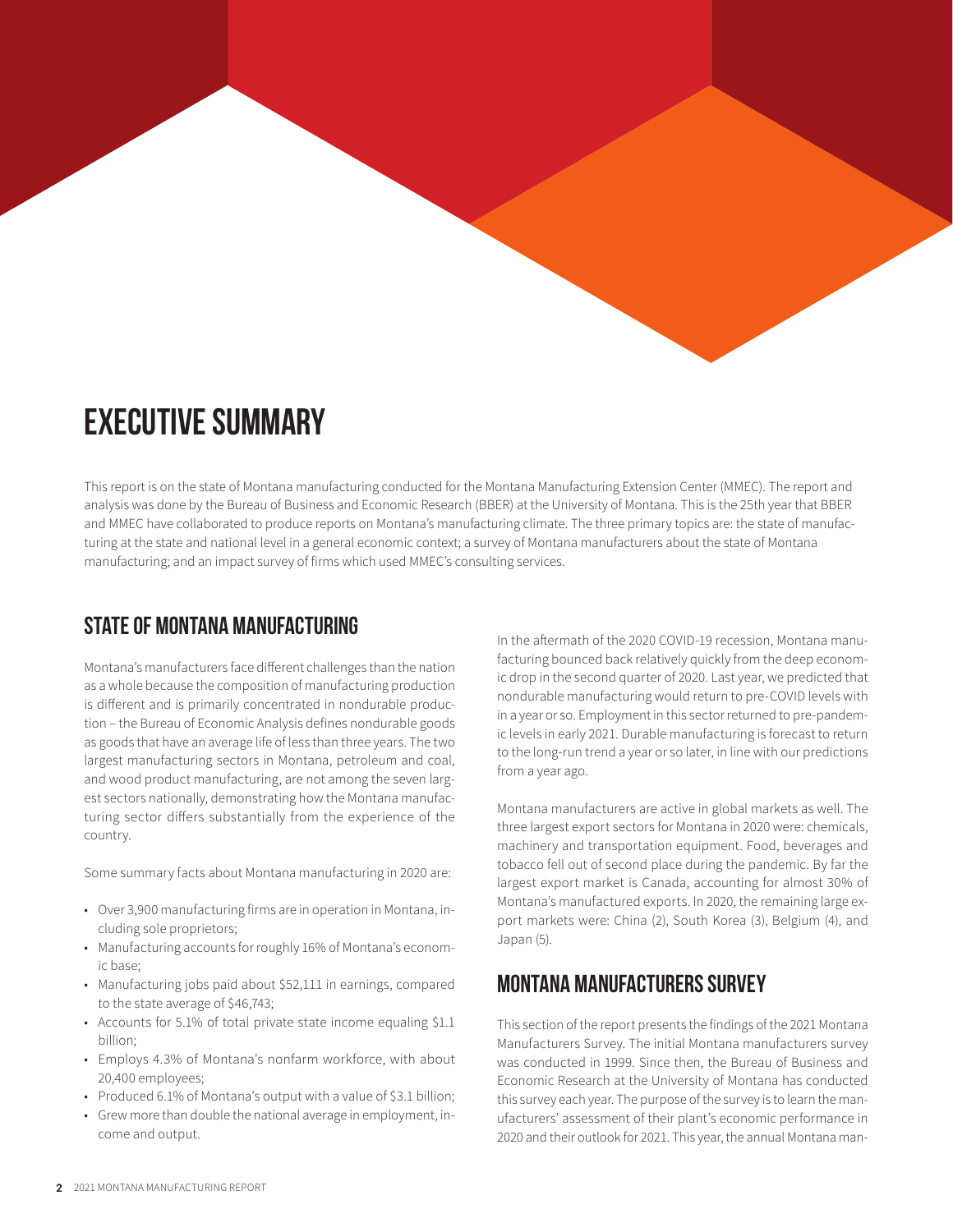# EXECUTIVE SUMMARY

This report is on the state of Montana manufacturing conducted for the Montana Manufacturing Extension Center (MMEC). The report and analysis was done by the Bureau of Business and Economic Research (BBER) at the University of Montana. This is the 25th year that BBER and MMEC have collaborated to produce reports on Montana's manufacturing climate. The three primary topics are: the state of manufacturing at the state and national level in a general economic context; a survey of Montana manufacturers about the state of Montana manufacturing; and an impact survey of firms which used MMEC's consulting services.

## STATE OF MONTANA MANUFACTURING

Montana's manufacturers face different challenges than the nation as a whole because the composition of manufacturing production is different and is primarily concentrated in nondurable production – the Bureau of Economic Analysis defines nondurable goods as goods that have an average life of less than three years. The two largest manufacturing sectors in Montana, petroleum and coal, and wood product manufacturing, are not among the seven largest sectors nationally, demonstrating how the Montana manufacturing sector differs substantially from the experience of the country.

Some summary facts about Montana manufacturing in 2020 are:

- Over 3,900 manufacturing firms are in operation in Montana, including sole proprietors;
- Manufacturing accounts for roughly 16% of Montana's economic base;
- Manufacturing jobs paid about $52,111 in earnings, compared to the state average of $46,743;
- Accounts for 5.1% of total private state income equaling $1.1 billion;
- Employs 4.3% of Montana's nonfarm workforce, with about 20,400 employees;
- Produced 6.1% of Montana's output with a value of $3.1 billion;
- Grew more than double the national average in employment, income and output.

In the aftermath of the 2020 COVID-19 recession, Montana manufacturing bounced back relatively quickly from the deep economic drop in the second quarter of 2020. Last year, we predicted that nondurable manufacturing would return to pre-COVID levels within a year or so. Employment in this sector returned to pre-pandemic levels in early 2021. Durable manufacturing is forecast to return to the long-run trend a year or so later, in line with our predictions from a year ago.

Montana manufacturers are active in global markets as well. The three largest export sectors for Montana in 2020 were: chemicals, machinery and transportation equipment. Food, beverages and tobacco fell out of second place during the pandemic. By far the largest export market is Canada, accounting for almost 30% of Montana's manufactured exports. In 2020, the remaining large export markets were: China (2), South Korea (3), Belgium (4), and Japan (5).

## MONTANA MANUFACTURERS SURVEY

This section of the report presents the findings of the 2021 Montana Manufacturers Survey. The initial Montana manufacturers survey was conducted in 1999. Since then, the Bureau of Business and Economic Research at the University of Montana has conducted this survey each year. The purpose of the survey is to learn the manufacturers' assessment of their plant's economic performance in 2020 and their outlook for 2021. This year, the annual Montana man-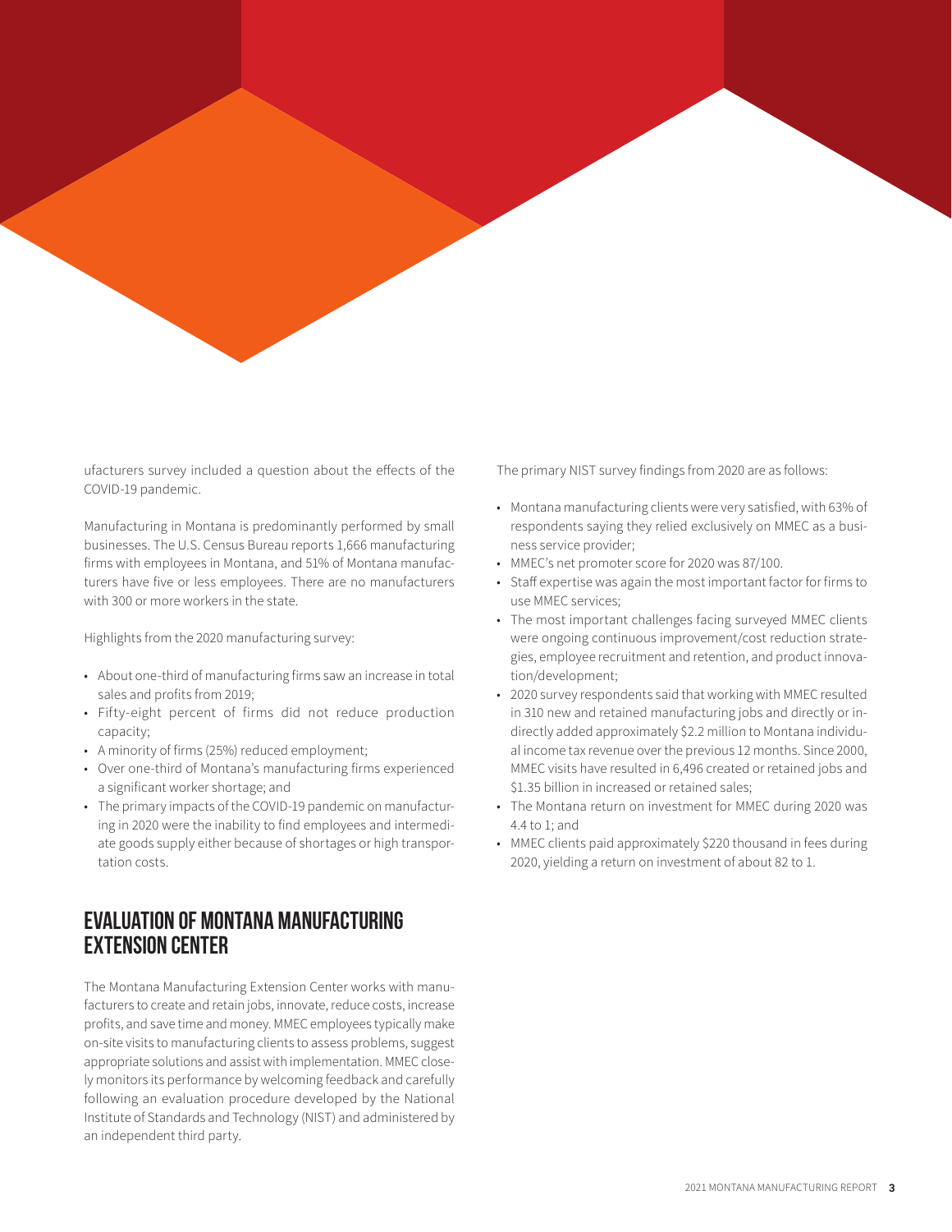ufacturers survey included a question about the effects of the COVID-19 pandemic.

Manufacturing in Montana is predominantly performed by small businesses. The U.S. Census Bureau reports 1,666 manufacturing firms with employees in Montana, and 51% of Montana manufacturers have five or less employees. There are no manufacturers with 300 or more workers in the state.

Highlights from the 2020 manufacturing survey:

- About one-third of manufacturing firms saw an increase in total sales and profits from 2019;
- Fifty-eight percent of firms did not reduce production capacity;
- A minority of firms (25%) reduced employment;
- Over one-third of Montana's manufacturing firms experienced a significant worker shortage; and
- The primary impacts of the COVID-19 pandemic on manufacturing in 2020 were the inability to find employees and intermediate goods supply either because of shortages or high transportation costs.

## EVALUATION OF MONTANA MANUFACTURING EXTENSION CENTER

The Montana Manufacturing Extension Center works with manufacturers to create and retain jobs, innovate, reduce costs, increase profits, and save time and money. MMEC employees typically make on-site visits to manufacturing clients to assess problems, suggest appropriate solutions and assist with implementation. MMEC closely monitors its performance by welcoming feedback and carefully following an evaluation procedure developed by the National Institute of Standards and Technology (NIST) and administered by an independent third party.

The primary NIST survey findings from 2020 are as follows:

- Montana manufacturing clients were very satisfied, with 63% of respondents saying they relied exclusively on MMEC as a business service provider;
- MMEC's net promoter score for 2020 was 87/100.
- Staff expertise was again the most important factor for firms to use MMEC services;
- The most important challenges facing surveyed MMEC clients were ongoing continuous improvement/cost reduction strategies, employee recruitment and retention, and product innovation/development;
- 2020 survey respondents said that working with MMEC resulted in 310 new and retained manufacturing jobs and directly or indirectly added approximately $2.2 million to Montana individual income tax revenue over the previous 12 months. Since 2000, MMEC visits have resulted in 6,496 created or retained jobs and $1.35 billion in increased or retained sales;
- The Montana return on investment for MMEC during 2020 was 4.4 to 1; and
- MMEC clients paid approximately $220 thousand in fees during 2020, yielding a return on investment of about 82 to 1.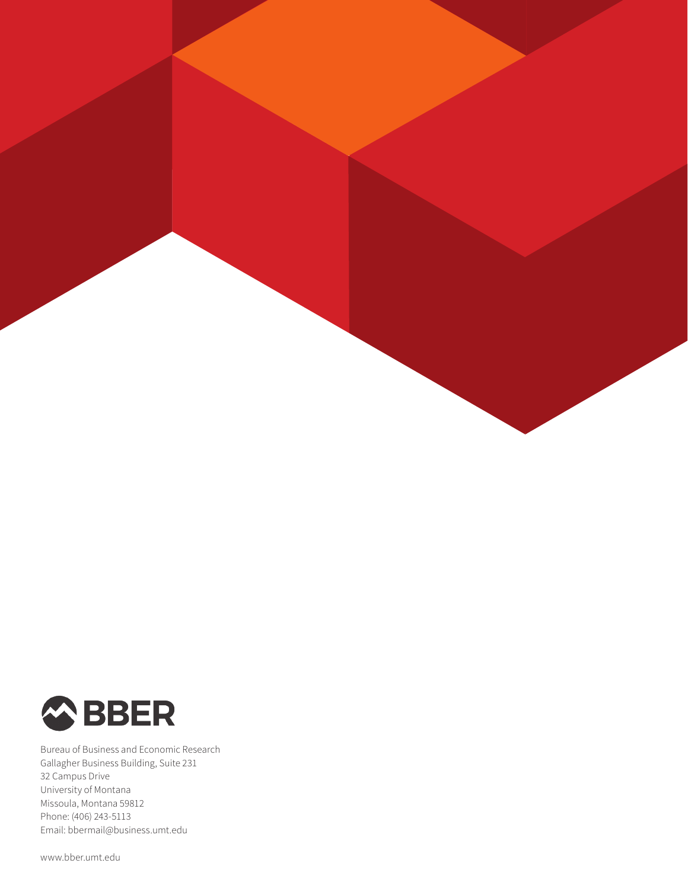BBER

Bureau of Business and Economic Research
Gallagher Business Building, Suite 231
32 Campus Drive
University of Montana
Missoula, Montana 59812
Phone: (406) 243-5113
Email: bbermail@business.umt.edu

www.bber.umt.edu